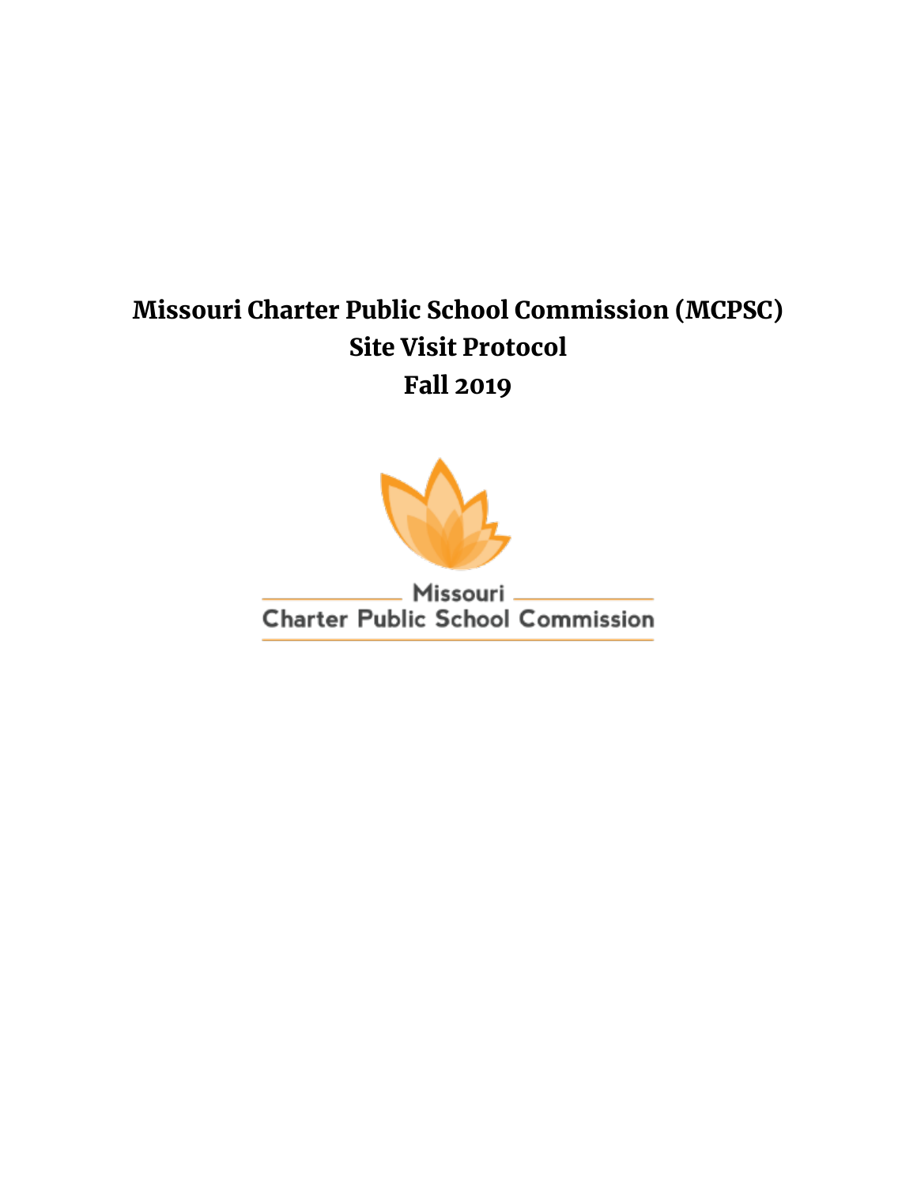# Missouri Charter Public School Commission (MCPSC)
# Site Visit Protocol
# Fall 2019

Missouri

Charter Public School Commission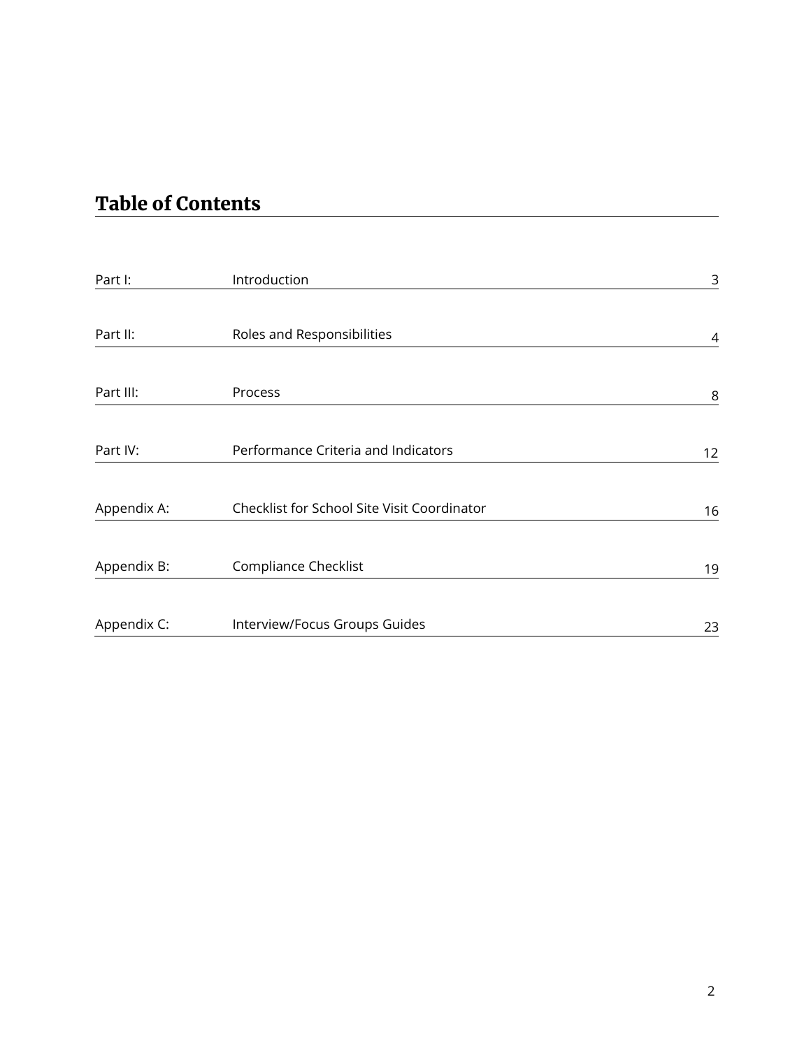## Table of Contents

| | | |
|---|---|---|
| Part I: | Introduction | 3 |
| Part II: | Roles and Responsibilities | 4 |
| Part III: | Process | 8 |
| Part IV: | Performance Criteria and Indicators | 12 |
| Appendix A: | Checklist for School Site Visit Coordinator | 16 |
| Appendix B: | Compliance Checklist | 19 |
| Appendix C: | Interview/Focus Groups Guides | 23 |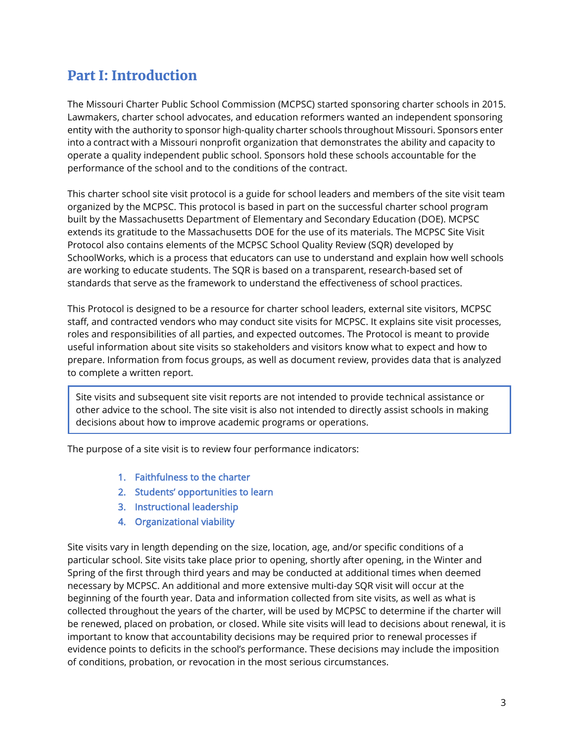# Part I: Introduction

The Missouri Charter Public School Commission (MCPSC) started sponsoring charter schools in 2015. Lawmakers, charter school advocates, and education reformers wanted an independent sponsoring entity with the authority to sponsor high-quality charter schools throughout Missouri. Sponsors enter into a contract with a Missouri nonprofit organization that demonstrates the ability and capacity to operate a quality independent public school. Sponsors hold these schools accountable for the performance of the school and to the conditions of the contract.

This charter school site visit protocol is a guide for school leaders and members of the site visit team organized by the MCPSC. This protocol is based in part on the successful charter school program built by the Massachusetts Department of Elementary and Secondary Education (DOE). MCPSC extends its gratitude to the Massachusetts DOE for the use of its materials. The MCPSC Site Visit Protocol also contains elements of the MCPSC School Quality Review (SQR) developed by SchoolWorks, which is a process that educators can use to understand and explain how well schools are working to educate students. The SQR is based on a transparent, research-based set of standards that serve as the framework to understand the effectiveness of school practices.

This Protocol is designed to be a resource for charter school leaders, external site visitors, MCPSC staff, and contracted vendors who may conduct site visits for MCPSC. It explains site visit processes, roles and responsibilities of all parties, and expected outcomes. The Protocol is meant to provide useful information about site visits so stakeholders and visitors know what to expect and how to prepare. Information from focus groups, as well as document review, provides data that is analyzed to complete a written report.

> Site visits and subsequent site visit reports are not intended to provide technical assistance or other advice to the school. The site visit is also not intended to directly assist schools in making decisions about how to improve academic programs or operations.

The purpose of a site visit is to review four performance indicators:

1. Faithfulness to the charter
2. Students' opportunities to learn
3. Instructional leadership
4. Organizational viability

Site visits vary in length depending on the size, location, age, and/or specific conditions of a particular school. Site visits take place prior to opening, shortly after opening, in the Winter and Spring of the first through third years and may be conducted at additional times when deemed necessary by MCPSC. An additional and more extensive multi-day SQR visit will occur at the beginning of the fourth year. Data and information collected from site visits, as well as what is collected throughout the years of the charter, will be used by MCPSC to determine if the charter will be renewed, placed on probation, or closed. While site visits will lead to decisions about renewal, it is important to know that accountability decisions may be required prior to renewal processes if evidence points to deficits in the school's performance. These decisions may include the imposition of conditions, probation, or revocation in the most serious circumstances.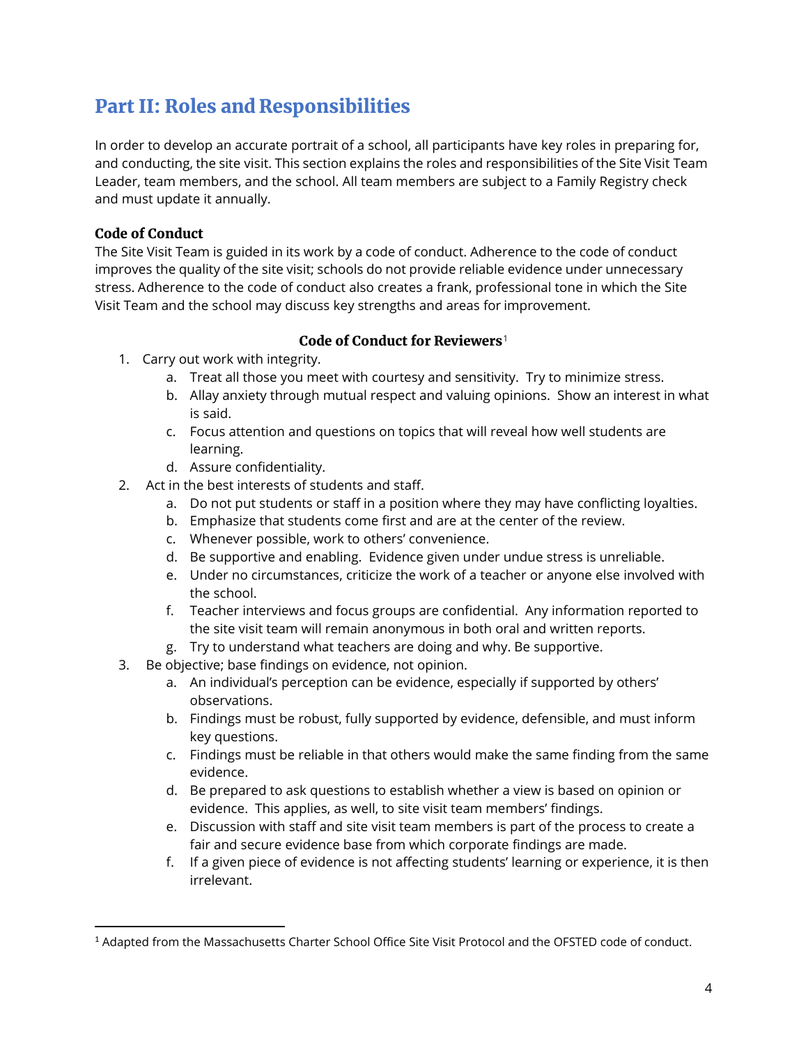# Part II: Roles and Responsibilities

In order to develop an accurate portrait of a school, all participants have key roles in preparing for, and conducting, the site visit. This section explains the roles and responsibilities of the Site Visit Team Leader, team members, and the school. All team members are subject to a Family Registry check and must update it annually.

### Code of Conduct

The Site Visit Team is guided in its work by a code of conduct. Adherence to the code of conduct improves the quality of the site visit; schools do not provide reliable evidence under unnecessary stress. Adherence to the code of conduct also creates a frank, professional tone in which the Site Visit Team and the school may discuss key strengths and areas for improvement.

**Code of Conduct for Reviewers**[1]

1. Carry out work with integrity.
    a. Treat all those you meet with courtesy and sensitivity. Try to minimize stress.
    b. Allay anxiety through mutual respect and valuing opinions. Show an interest in what is said.
    c. Focus attention and questions on topics that will reveal how well students are learning.
    d. Assure confidentiality.
2. Act in the best interests of students and staff.
    a. Do not put students or staff in a position where they may have conflicting loyalties.
    b. Emphasize that students come first and are at the center of the review.
    c. Whenever possible, work to others' convenience.
    d. Be supportive and enabling. Evidence given under undue stress is unreliable.
    e. Under no circumstances, criticize the work of a teacher or anyone else involved with the school.
    f. Teacher interviews and focus groups are confidential. Any information reported to the site visit team will remain anonymous in both oral and written reports.
    g. Try to understand what teachers are doing and why. Be supportive.
3. Be objective; base findings on evidence, not opinion.
    a. An individual's perception can be evidence, especially if supported by others' observations.
    b. Findings must be robust, fully supported by evidence, defensible, and must inform key questions.
    c. Findings must be reliable in that others would make the same finding from the same evidence.
    d. Be prepared to ask questions to establish whether a view is based on opinion or evidence. This applies, as well, to site visit team members' findings.
    e. Discussion with staff and site visit team members is part of the process to create a fair and secure evidence base from which corporate findings are made.
    f. If a given piece of evidence is not affecting students' learning or experience, it is then irrelevant.

---

[1] Adapted from the Massachusetts Charter School Office Site Visit Protocol and the OFSTED code of conduct.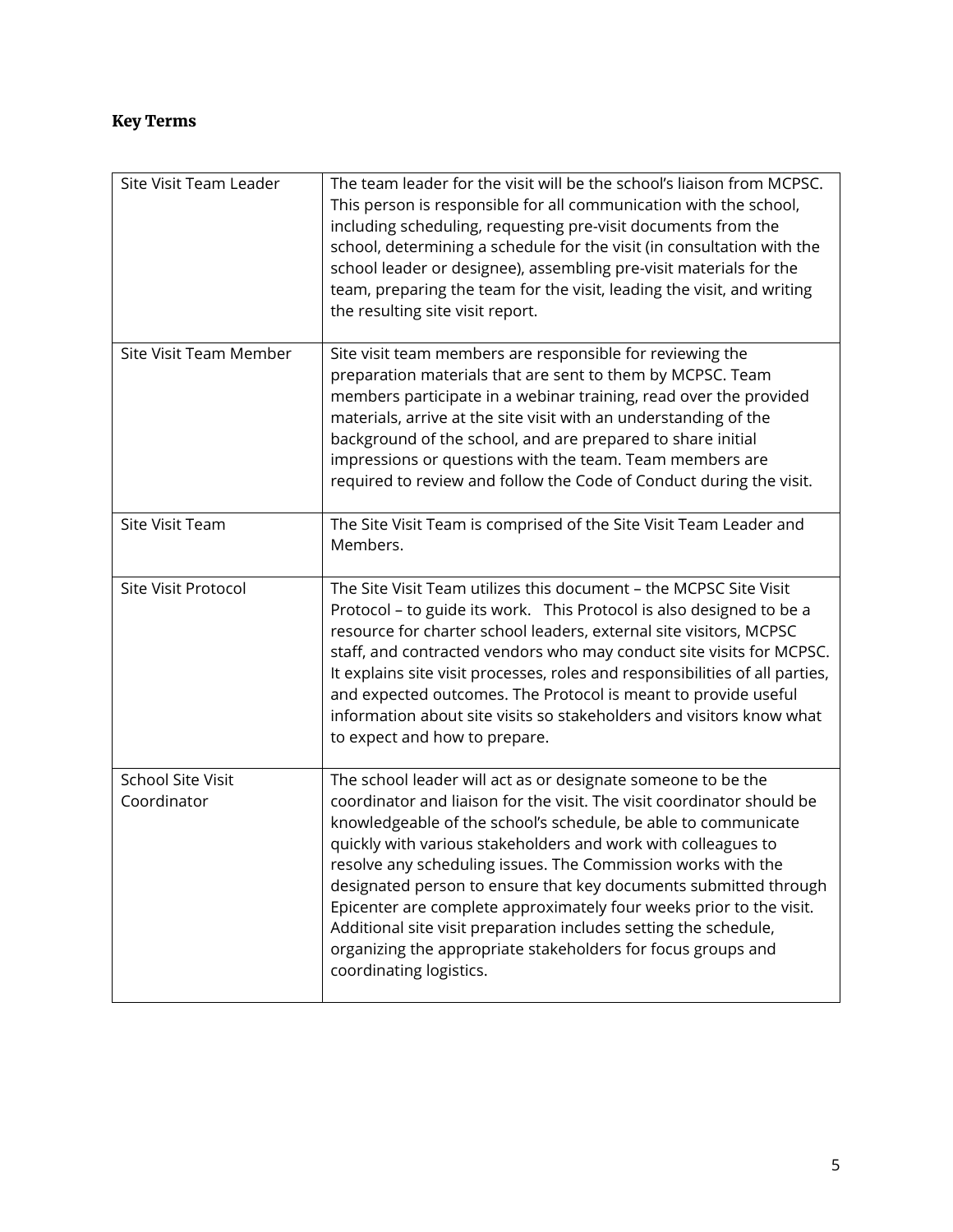## Key Terms

| | |
|---|---|
| Site Visit Team Leader | The team leader for the visit will be the school's liaison from MCPSC. This person is responsible for all communication with the school, including scheduling, requesting pre-visit documents from the school, determining a schedule for the visit (in consultation with the school leader or designee), assembling pre-visit materials for the team, preparing the team for the visit, leading the visit, and writing the resulting site visit report. |
| Site Visit Team Member | Site visit team members are responsible for reviewing the preparation materials that are sent to them by MCPSC. Team members participate in a webinar training, read over the provided materials, arrive at the site visit with an understanding of the background of the school, and are prepared to share initial impressions or questions with the team. Team members are required to review and follow the Code of Conduct during the visit. |
| Site Visit Team | The Site Visit Team is comprised of the Site Visit Team Leader and Members. |
| Site Visit Protocol | The Site Visit Team utilizes this document – the MCPSC Site Visit Protocol – to guide its work. This Protocol is also designed to be a resource for charter school leaders, external site visitors, MCPSC staff, and contracted vendors who may conduct site visits for MCPSC. It explains site visit processes, roles and responsibilities of all parties, and expected outcomes. The Protocol is meant to provide useful information about site visits so stakeholders and visitors know what to expect and how to prepare. |
| School Site Visit Coordinator | The school leader will act as or designate someone to be the coordinator and liaison for the visit. The visit coordinator should be knowledgeable of the school's schedule, be able to communicate quickly with various stakeholders and work with colleagues to resolve any scheduling issues. The Commission works with the designated person to ensure that key documents submitted through Epicenter are complete approximately four weeks prior to the visit. Additional site visit preparation includes setting the schedule, organizing the appropriate stakeholders for focus groups and coordinating logistics. |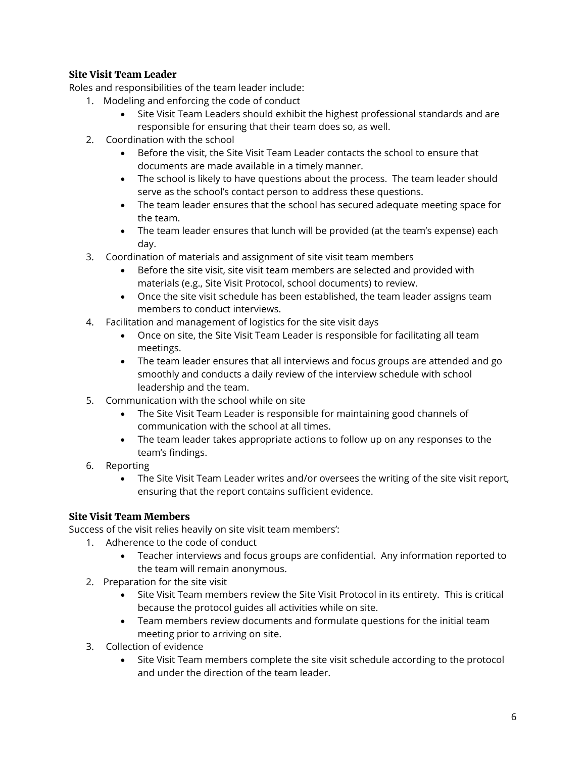### Site Visit Team Leader

Roles and responsibilities of the team leader include:

1. Modeling and enforcing the code of conduct
   - Site Visit Team Leaders should exhibit the highest professional standards and are responsible for ensuring that their team does so, as well.
2. Coordination with the school
   - Before the visit, the Site Visit Team Leader contacts the school to ensure that documents are made available in a timely manner.
   - The school is likely to have questions about the process. The team leader should serve as the school's contact person to address these questions.
   - The team leader ensures that the school has secured adequate meeting space for the team.
   - The team leader ensures that lunch will be provided (at the team's expense) each day.
3. Coordination of materials and assignment of site visit team members
   - Before the site visit, site visit team members are selected and provided with materials (e.g., Site Visit Protocol, school documents) to review.
   - Once the site visit schedule has been established, the team leader assigns team members to conduct interviews.
4. Facilitation and management of logistics for the site visit days
   - Once on site, the Site Visit Team Leader is responsible for facilitating all team meetings.
   - The team leader ensures that all interviews and focus groups are attended and go smoothly and conducts a daily review of the interview schedule with school leadership and the team.
5. Communication with the school while on site
   - The Site Visit Team Leader is responsible for maintaining good channels of communication with the school at all times.
   - The team leader takes appropriate actions to follow up on any responses to the team's findings.
6. Reporting
   - The Site Visit Team Leader writes and/or oversees the writing of the site visit report, ensuring that the report contains sufficient evidence.

### Site Visit Team Members

Success of the visit relies heavily on site visit team members':

1. Adherence to the code of conduct
   - Teacher interviews and focus groups are confidential. Any information reported to the team will remain anonymous.
2. Preparation for the site visit
   - Site Visit Team members review the Site Visit Protocol in its entirety. This is critical because the protocol guides all activities while on site.
   - Team members review documents and formulate questions for the initial team meeting prior to arriving on site.
3. Collection of evidence
   - Site Visit Team members complete the site visit schedule according to the protocol and under the direction of the team leader.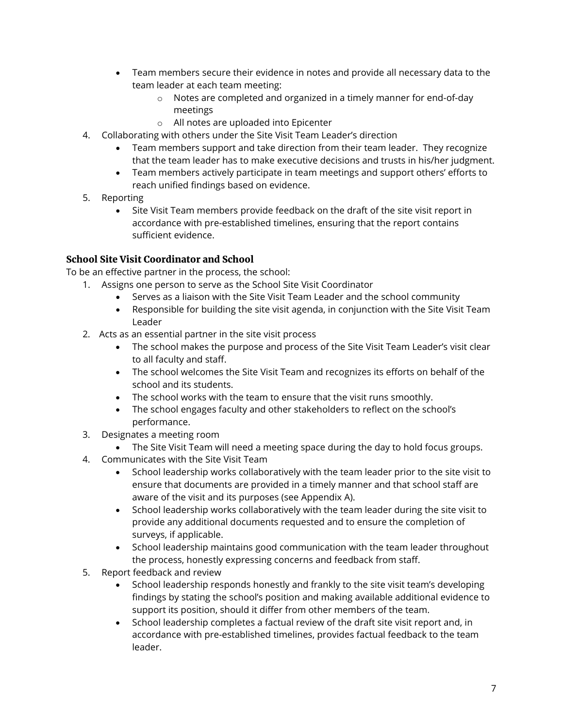- Team members secure their evidence in notes and provide all necessary data to the team leader at each team meeting:
    - Notes are completed and organized in a timely manner for end-of-day meetings
    - All notes are uploaded into Epicenter

4. Collaborating with others under the Site Visit Team Leader's direction
    - Team members support and take direction from their team leader. They recognize that the team leader has to make executive decisions and trusts in his/her judgment.
    - Team members actively participate in team meetings and support others' efforts to reach unified findings based on evidence.
5. Reporting
    - Site Visit Team members provide feedback on the draft of the site visit report in accordance with pre-established timelines, ensuring that the report contains sufficient evidence.

### School Site Visit Coordinator and School

To be an effective partner in the process, the school:

1. Assigns one person to serve as the School Site Visit Coordinator
    - Serves as a liaison with the Site Visit Team Leader and the school community
    - Responsible for building the site visit agenda, in conjunction with the Site Visit Team Leader
2. Acts as an essential partner in the site visit process
    - The school makes the purpose and process of the Site Visit Team Leader's visit clear to all faculty and staff.
    - The school welcomes the Site Visit Team and recognizes its efforts on behalf of the school and its students.
    - The school works with the team to ensure that the visit runs smoothly.
    - The school engages faculty and other stakeholders to reflect on the school's performance.
3. Designates a meeting room
    - The Site Visit Team will need a meeting space during the day to hold focus groups.
4. Communicates with the Site Visit Team
    - School leadership works collaboratively with the team leader prior to the site visit to ensure that documents are provided in a timely manner and that school staff are aware of the visit and its purposes (see Appendix A).
    - School leadership works collaboratively with the team leader during the site visit to provide any additional documents requested and to ensure the completion of surveys, if applicable.
    - School leadership maintains good communication with the team leader throughout the process, honestly expressing concerns and feedback from staff.
5. Report feedback and review
    - School leadership responds honestly and frankly to the site visit team's developing findings by stating the school's position and making available additional evidence to support its position, should it differ from other members of the team.
    - School leadership completes a factual review of the draft site visit report and, in accordance with pre-established timelines, provides factual feedback to the team leader.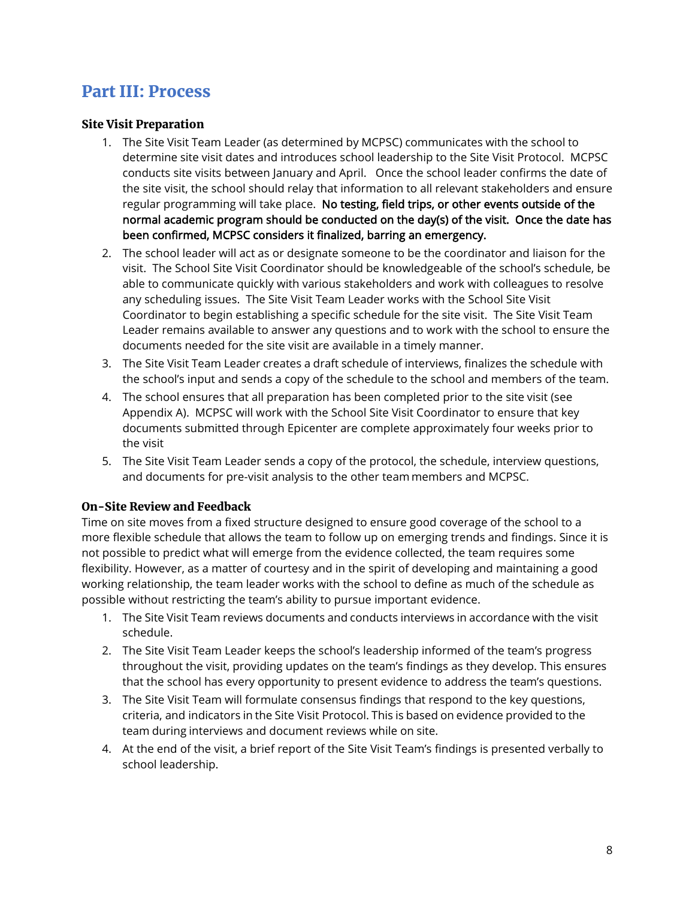## Part III: Process

### Site Visit Preparation

1. The Site Visit Team Leader (as determined by MCPSC) communicates with the school to determine site visit dates and introduces school leadership to the Site Visit Protocol. MCPSC conducts site visits between January and April. Once the school leader confirms the date of the site visit, the school should relay that information to all relevant stakeholders and ensure regular programming will take place. **No testing, field trips, or other events outside of the normal academic program should be conducted on the day(s) of the visit. Once the date has been confirmed, MCPSC considers it finalized, barring an emergency.**
2. The school leader will act as or designate someone to be the coordinator and liaison for the visit. The School Site Visit Coordinator should be knowledgeable of the school's schedule, be able to communicate quickly with various stakeholders and work with colleagues to resolve any scheduling issues. The Site Visit Team Leader works with the School Site Visit Coordinator to begin establishing a specific schedule for the site visit. The Site Visit Team Leader remains available to answer any questions and to work with the school to ensure the documents needed for the site visit are available in a timely manner.
3. The Site Visit Team Leader creates a draft schedule of interviews, finalizes the schedule with the school's input and sends a copy of the schedule to the school and members of the team.
4. The school ensures that all preparation has been completed prior to the site visit (see Appendix A). MCPSC will work with the School Site Visit Coordinator to ensure that key documents submitted through Epicenter are complete approximately four weeks prior to the visit
5. The Site Visit Team Leader sends a copy of the protocol, the schedule, interview questions, and documents for pre-visit analysis to the other team members and MCPSC.

### On-Site Review and Feedback

Time on site moves from a fixed structure designed to ensure good coverage of the school to a more flexible schedule that allows the team to follow up on emerging trends and findings. Since it is not possible to predict what will emerge from the evidence collected, the team requires some flexibility. However, as a matter of courtesy and in the spirit of developing and maintaining a good working relationship, the team leader works with the school to define as much of the schedule as possible without restricting the team's ability to pursue important evidence.

1. The Site Visit Team reviews documents and conducts interviews in accordance with the visit schedule.
2. The Site Visit Team Leader keeps the school's leadership informed of the team's progress throughout the visit, providing updates on the team's findings as they develop. This ensures that the school has every opportunity to present evidence to address the team's questions.
3. The Site Visit Team will formulate consensus findings that respond to the key questions, criteria, and indicators in the Site Visit Protocol. This is based on evidence provided to the team during interviews and document reviews while on site.
4. At the end of the visit, a brief report of the Site Visit Team's findings is presented verbally to school leadership.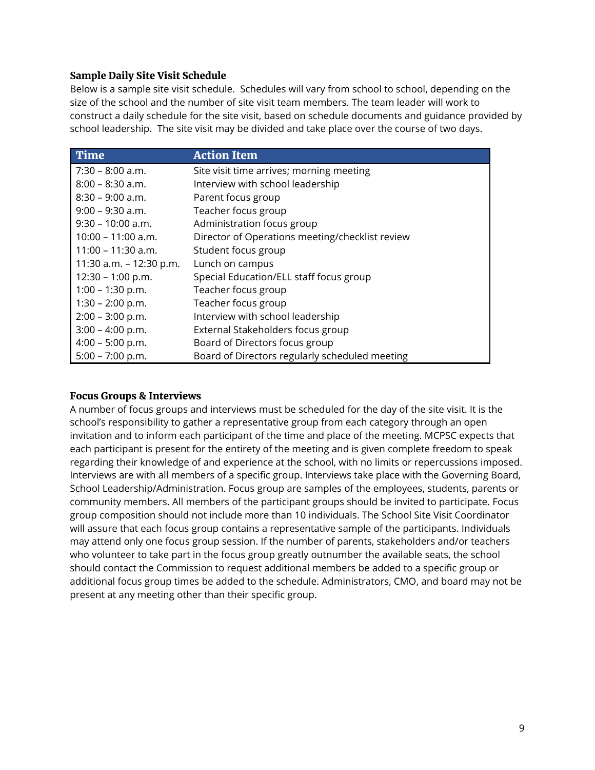### Sample Daily Site Visit Schedule

Below is a sample site visit schedule. Schedules will vary from school to school, depending on the size of the school and the number of site visit team members. The team leader will work to construct a daily schedule for the site visit, based on schedule documents and guidance provided by school leadership. The site visit may be divided and take place over the course of two days.

| Time | Action Item |
|---|---|
| 7:30 – 8:00 a.m. | Site visit time arrives; morning meeting |
| 8:00 – 8:30 a.m. | Interview with school leadership |
| 8:30 – 9:00 a.m. | Parent focus group |
| 9:00 – 9:30 a.m. | Teacher focus group |
| 9:30 – 10:00 a.m. | Administration focus group |
| 10:00 – 11:00 a.m. | Director of Operations meeting/checklist review |
| 11:00 – 11:30 a.m. | Student focus group |
| 11:30 a.m. – 12:30 p.m. | Lunch on campus |
| 12:30 – 1:00 p.m. | Special Education/ELL staff focus group |
| 1:00 – 1:30 p.m. | Teacher focus group |
| 1:30 – 2:00 p.m. | Teacher focus group |
| 2:00 – 3:00 p.m. | Interview with school leadership |
| 3:00 – 4:00 p.m. | External Stakeholders focus group |
| 4:00 – 5:00 p.m. | Board of Directors focus group |
| 5:00 – 7:00 p.m. | Board of Directors regularly scheduled meeting |

### Focus Groups & Interviews

A number of focus groups and interviews must be scheduled for the day of the site visit. It is the school's responsibility to gather a representative group from each category through an open invitation and to inform each participant of the time and place of the meeting. MCPSC expects that each participant is present for the entirety of the meeting and is given complete freedom to speak regarding their knowledge of and experience at the school, with no limits or repercussions imposed. Interviews are with all members of a specific group. Interviews take place with the Governing Board, School Leadership/Administration. Focus group are samples of the employees, students, parents or community members. All members of the participant groups should be invited to participate. Focus group composition should not include more than 10 individuals. The School Site Visit Coordinator will assure that each focus group contains a representative sample of the participants. Individuals may attend only one focus group session. If the number of parents, stakeholders and/or teachers who volunteer to take part in the focus group greatly outnumber the available seats, the school should contact the Commission to request additional members be added to a specific group or additional focus group times be added to the schedule. Administrators, CMO, and board may not be present at any meeting other than their specific group.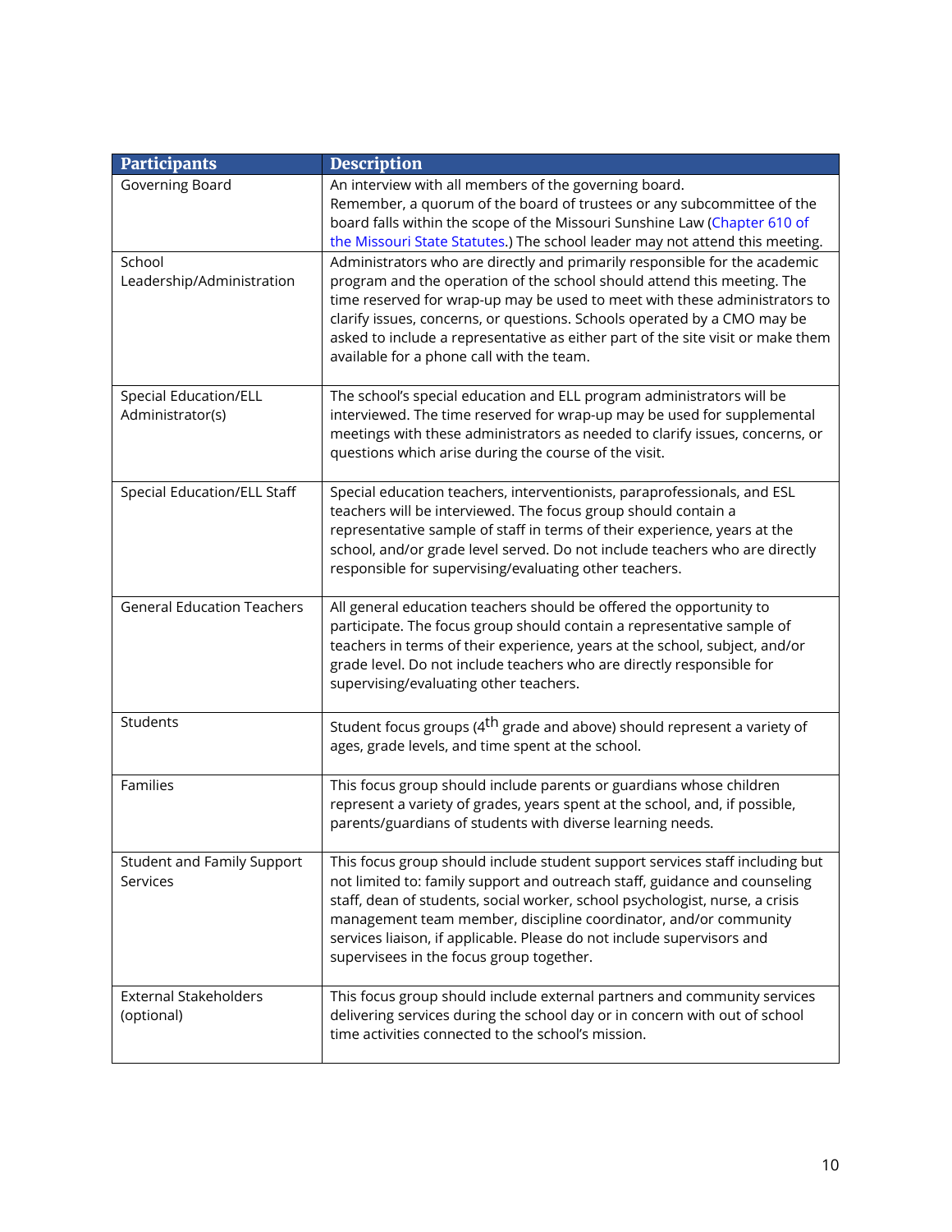| Participants | Description |
|---|---|
| Governing Board | An interview with all members of the governing board. Remember, a quorum of the board of trustees or any subcommittee of the board falls within the scope of the Missouri Sunshine Law (Chapter 610 of the Missouri State Statutes.) The school leader may not attend this meeting. |
| School Leadership/Administration | Administrators who are directly and primarily responsible for the academic program and the operation of the school should attend this meeting. The time reserved for wrap-up may be used to meet with these administrators to clarify issues, concerns, or questions. Schools operated by a CMO may be asked to include a representative as either part of the site visit or make them available for a phone call with the team. |
| Special Education/ELL Administrator(s) | The school's special education and ELL program administrators will be interviewed. The time reserved for wrap-up may be used for supplemental meetings with these administrators as needed to clarify issues, concerns, or questions which arise during the course of the visit. |
| Special Education/ELL Staff | Special education teachers, interventionists, paraprofessionals, and ESL teachers will be interviewed. The focus group should contain a representative sample of staff in terms of their experience, years at the school, and/or grade level served. Do not include teachers who are directly responsible for supervising/evaluating other teachers. |
| General Education Teachers | All general education teachers should be offered the opportunity to participate. The focus group should contain a representative sample of teachers in terms of their experience, years at the school, subject, and/or grade level. Do not include teachers who are directly responsible for supervising/evaluating other teachers. |
| Students | Student focus groups (4th grade and above) should represent a variety of ages, grade levels, and time spent at the school. |
| Families | This focus group should include parents or guardians whose children represent a variety of grades, years spent at the school, and, if possible, parents/guardians of students with diverse learning needs. |
| Student and Family Support Services | This focus group should include student support services staff including but not limited to: family support and outreach staff, guidance and counseling staff, dean of students, social worker, school psychologist, nurse, a crisis management team member, discipline coordinator, and/or community services liaison, if applicable. Please do not include supervisors and supervisees in the focus group together. |
| External Stakeholders (optional) | This focus group should include external partners and community services delivering services during the school day or in concern with out of school time activities connected to the school's mission. |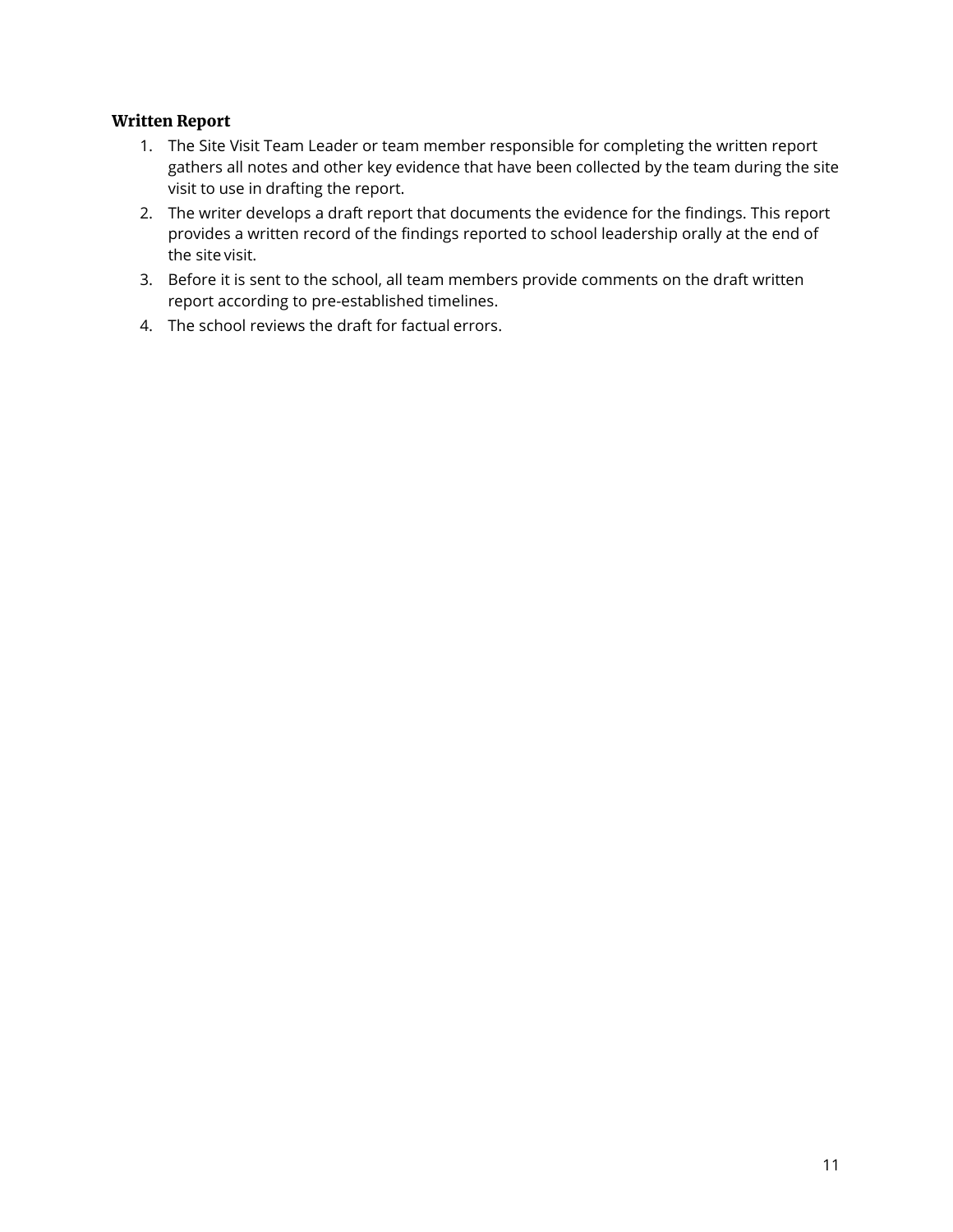### Written Report

1. The Site Visit Team Leader or team member responsible for completing the written report gathers all notes and other key evidence that have been collected by the team during the site visit to use in drafting the report.
2. The writer develops a draft report that documents the evidence for the findings. This report provides a written record of the findings reported to school leadership orally at the end of the site visit.
3. Before it is sent to the school, all team members provide comments on the draft written report according to pre-established timelines.
4. The school reviews the draft for factual errors.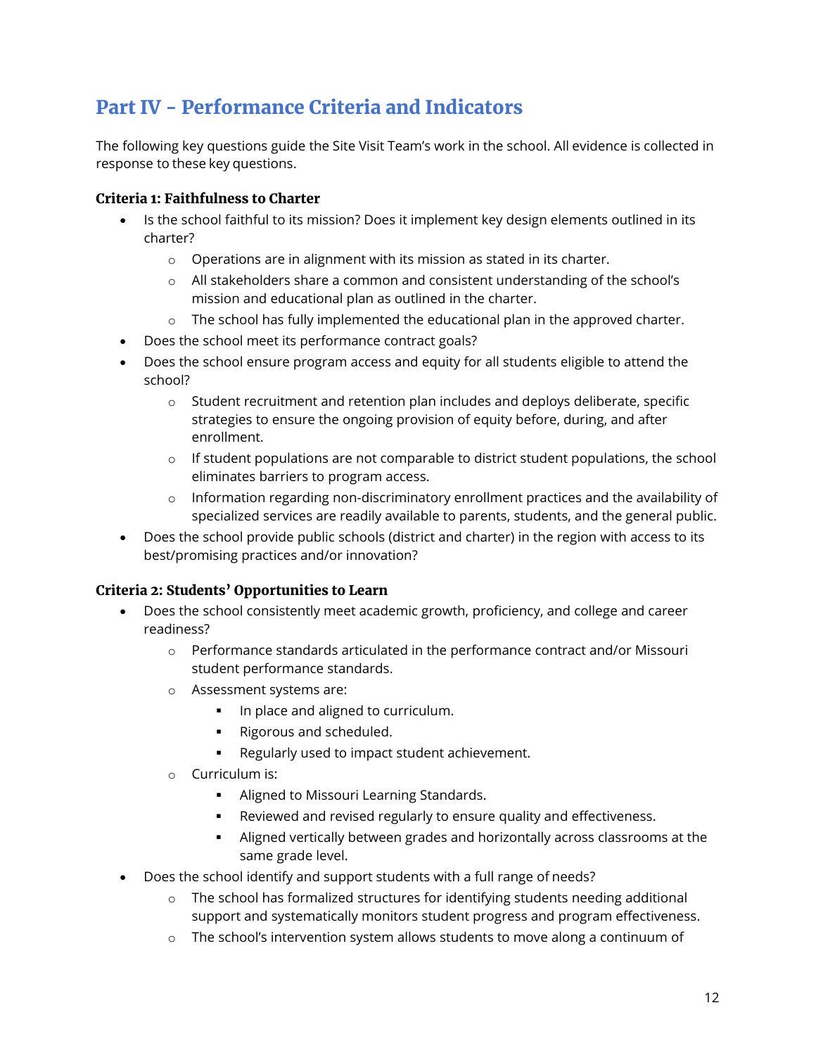## Part IV - Performance Criteria and Indicators

The following key questions guide the Site Visit Team's work in the school. All evidence is collected in response to these key questions.

### Criteria 1: Faithfulness to Charter

- Is the school faithful to its mission? Does it implement key design elements outlined in its charter?
  - Operations are in alignment with its mission as stated in its charter.
  - All stakeholders share a common and consistent understanding of the school's mission and educational plan as outlined in the charter.
  - The school has fully implemented the educational plan in the approved charter.
- Does the school meet its performance contract goals?
- Does the school ensure program access and equity for all students eligible to attend the school?
  - Student recruitment and retention plan includes and deploys deliberate, specific strategies to ensure the ongoing provision of equity before, during, and after enrollment.
  - If student populations are not comparable to district student populations, the school eliminates barriers to program access.
  - Information regarding non-discriminatory enrollment practices and the availability of specialized services are readily available to parents, students, and the general public.
- Does the school provide public schools (district and charter) in the region with access to its best/promising practices and/or innovation?

### Criteria 2: Students' Opportunities to Learn

- Does the school consistently meet academic growth, proficiency, and college and career readiness?
  - Performance standards articulated in the performance contract and/or Missouri student performance standards.
  - Assessment systems are:
    - In place and aligned to curriculum.
    - Rigorous and scheduled.
    - Regularly used to impact student achievement.
  - Curriculum is:
    - Aligned to Missouri Learning Standards.
    - Reviewed and revised regularly to ensure quality and effectiveness.
    - Aligned vertically between grades and horizontally across classrooms at the same grade level.
- Does the school identify and support students with a full range of needs?
  - The school has formalized structures for identifying students needing additional support and systematically monitors student progress and program effectiveness.
  - The school's intervention system allows students to move along a continuum of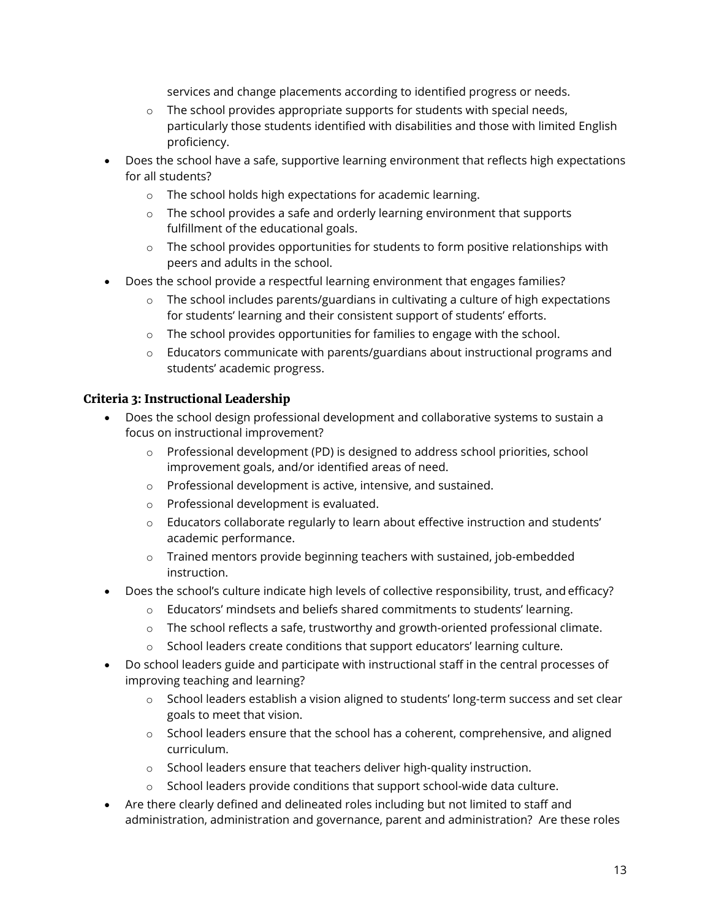services and change placements according to identified progress or needs.
    - The school provides appropriate supports for students with special needs, particularly those students identified with disabilities and those with limited English proficiency.
- Does the school have a safe, supportive learning environment that reflects high expectations for all students?
    - The school holds high expectations for academic learning.
    - The school provides a safe and orderly learning environment that supports fulfillment of the educational goals.
    - The school provides opportunities for students to form positive relationships with peers and adults in the school.
- Does the school provide a respectful learning environment that engages families?
    - The school includes parents/guardians in cultivating a culture of high expectations for students' learning and their consistent support of students' efforts.
    - The school provides opportunities for families to engage with the school.
    - Educators communicate with parents/guardians about instructional programs and students' academic progress.

### Criteria 3: Instructional Leadership

- Does the school design professional development and collaborative systems to sustain a focus on instructional improvement?
    - Professional development (PD) is designed to address school priorities, school improvement goals, and/or identified areas of need.
    - Professional development is active, intensive, and sustained.
    - Professional development is evaluated.
    - Educators collaborate regularly to learn about effective instruction and students' academic performance.
    - Trained mentors provide beginning teachers with sustained, job-embedded instruction.
- Does the school's culture indicate high levels of collective responsibility, trust, and efficacy?
    - Educators' mindsets and beliefs shared commitments to students' learning.
    - The school reflects a safe, trustworthy and growth-oriented professional climate.
    - School leaders create conditions that support educators' learning culture.
- Do school leaders guide and participate with instructional staff in the central processes of improving teaching and learning?
    - School leaders establish a vision aligned to students' long-term success and set clear goals to meet that vision.
    - School leaders ensure that the school has a coherent, comprehensive, and aligned curriculum.
    - School leaders ensure that teachers deliver high-quality instruction.
    - School leaders provide conditions that support school-wide data culture.
- Are there clearly defined and delineated roles including but not limited to staff and administration, administration and governance, parent and administration? Are these roles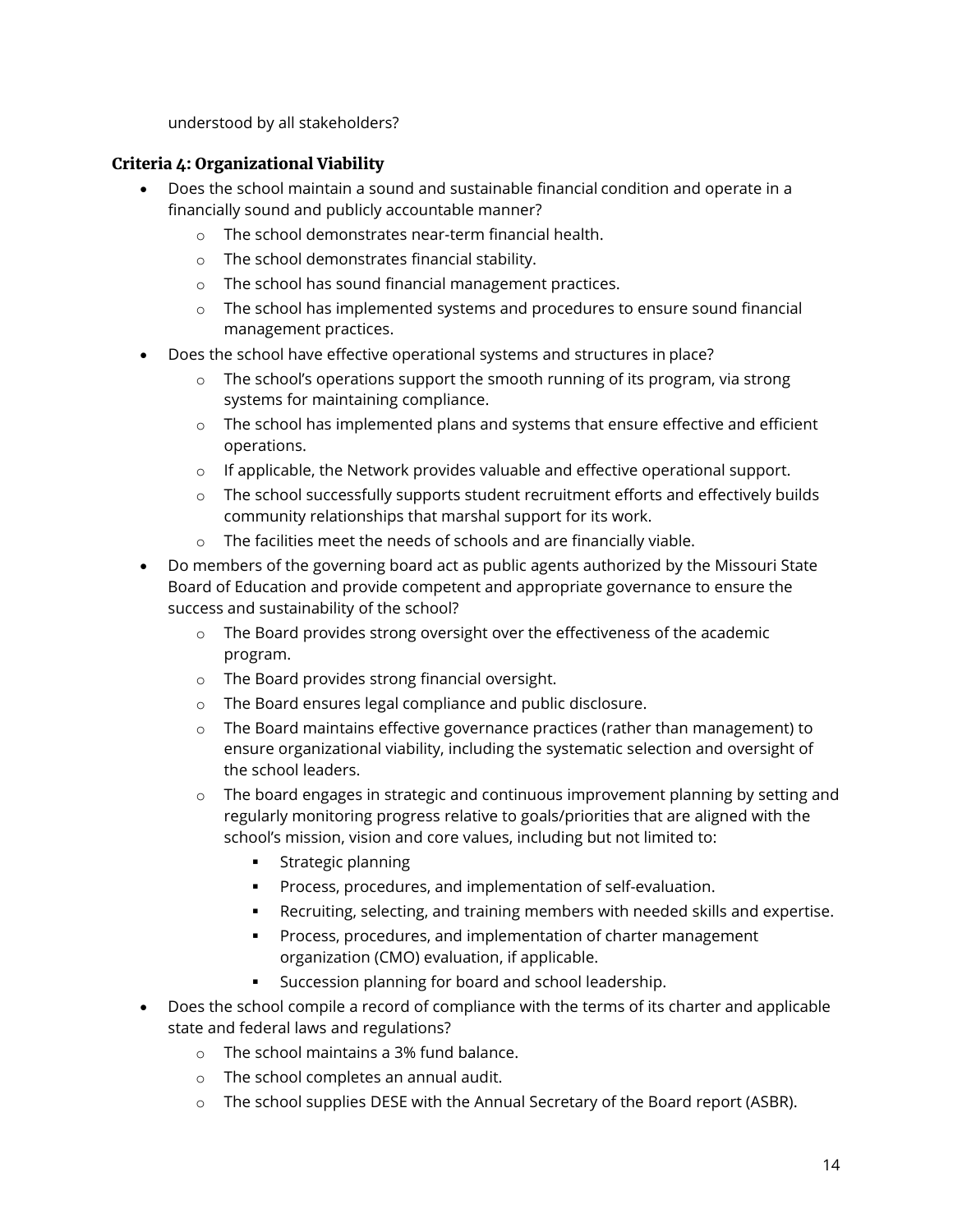understood by all stakeholders?

### Criteria 4: Organizational Viability

- Does the school maintain a sound and sustainable financial condition and operate in a financially sound and publicly accountable manner?
  - The school demonstrates near-term financial health.
  - The school demonstrates financial stability.
  - The school has sound financial management practices.
  - The school has implemented systems and procedures to ensure sound financial management practices.
- Does the school have effective operational systems and structures in place?
  - The school's operations support the smooth running of its program, via strong systems for maintaining compliance.
  - The school has implemented plans and systems that ensure effective and efficient operations.
  - If applicable, the Network provides valuable and effective operational support.
  - The school successfully supports student recruitment efforts and effectively builds community relationships that marshal support for its work.
  - The facilities meet the needs of schools and are financially viable.
- Do members of the governing board act as public agents authorized by the Missouri State Board of Education and provide competent and appropriate governance to ensure the success and sustainability of the school?
  - The Board provides strong oversight over the effectiveness of the academic program.
  - The Board provides strong financial oversight.
  - The Board ensures legal compliance and public disclosure.
  - The Board maintains effective governance practices (rather than management) to ensure organizational viability, including the systematic selection and oversight of the school leaders.
  - The board engages in strategic and continuous improvement planning by setting and regularly monitoring progress relative to goals/priorities that are aligned with the school's mission, vision and core values, including but not limited to:
    - Strategic planning
    - Process, procedures, and implementation of self-evaluation.
    - Recruiting, selecting, and training members with needed skills and expertise.
    - Process, procedures, and implementation of charter management organization (CMO) evaluation, if applicable.
    - Succession planning for board and school leadership.
- Does the school compile a record of compliance with the terms of its charter and applicable state and federal laws and regulations?
  - The school maintains a 3% fund balance.
  - The school completes an annual audit.
  - The school supplies DESE with the Annual Secretary of the Board report (ASBR).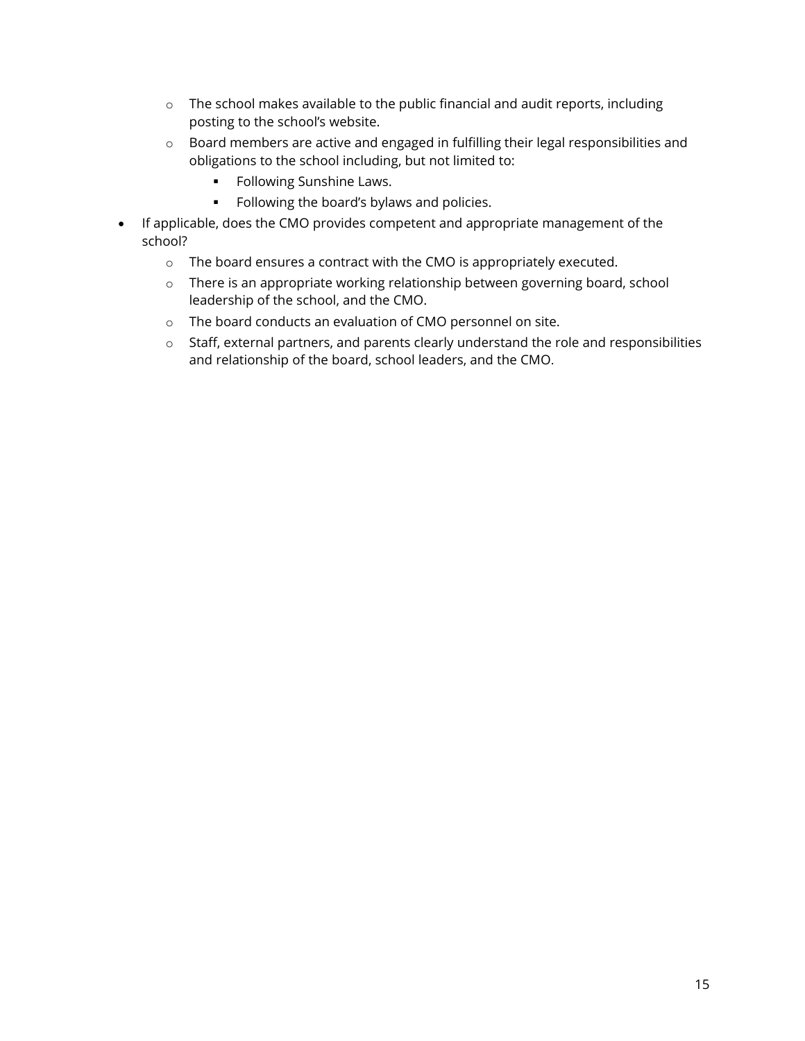- The school makes available to the public financial and audit reports, including posting to the school's website.
    - Board members are active and engaged in fulfilling their legal responsibilities and obligations to the school including, but not limited to:
        - Following Sunshine Laws.
        - Following the board's bylaws and policies.
- If applicable, does the CMO provides competent and appropriate management of the school?
    - The board ensures a contract with the CMO is appropriately executed.
    - There is an appropriate working relationship between governing board, school leadership of the school, and the CMO.
    - The board conducts an evaluation of CMO personnel on site.
    - Staff, external partners, and parents clearly understand the role and responsibilities and relationship of the board, school leaders, and the CMO.